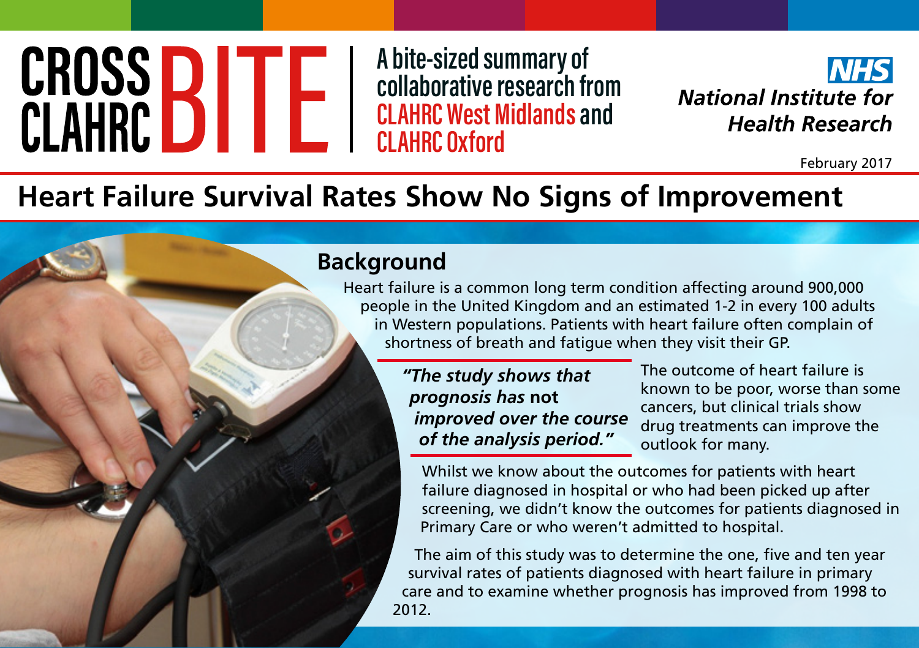# CROSS CLAHRC BITE

A bite-sized summary of collaborative research from CLAHRC West Midlands and CLAHRC Oxford

NHS
National Institute for Health Research

February 2017

## Heart Failure Survival Rates Show No Signs of Improvement

### Background

Heart failure is a common long term condition affecting around 900,000 people in the United Kingdom and an estimated 1-2 in every 100 adults in Western populations. Patients with heart failure often complain of shortness of breath and fatigue when they visit their GP.

> *"The study shows that prognosis has* **not** *improved over the course of the analysis period."*

The outcome of heart failure is known to be poor, worse than some cancers, but clinical trials show drug treatments can improve the outlook for many.

Whilst we know about the outcomes for patients with heart failure diagnosed in hospital or who had been picked up after screening, we didn't know the outcomes for patients diagnosed in Primary Care or who weren't admitted to hospital.

The aim of this study was to determine the one, five and ten year survival rates of patients diagnosed with heart failure in primary care and to examine whether prognosis has improved from 1998 to 2012.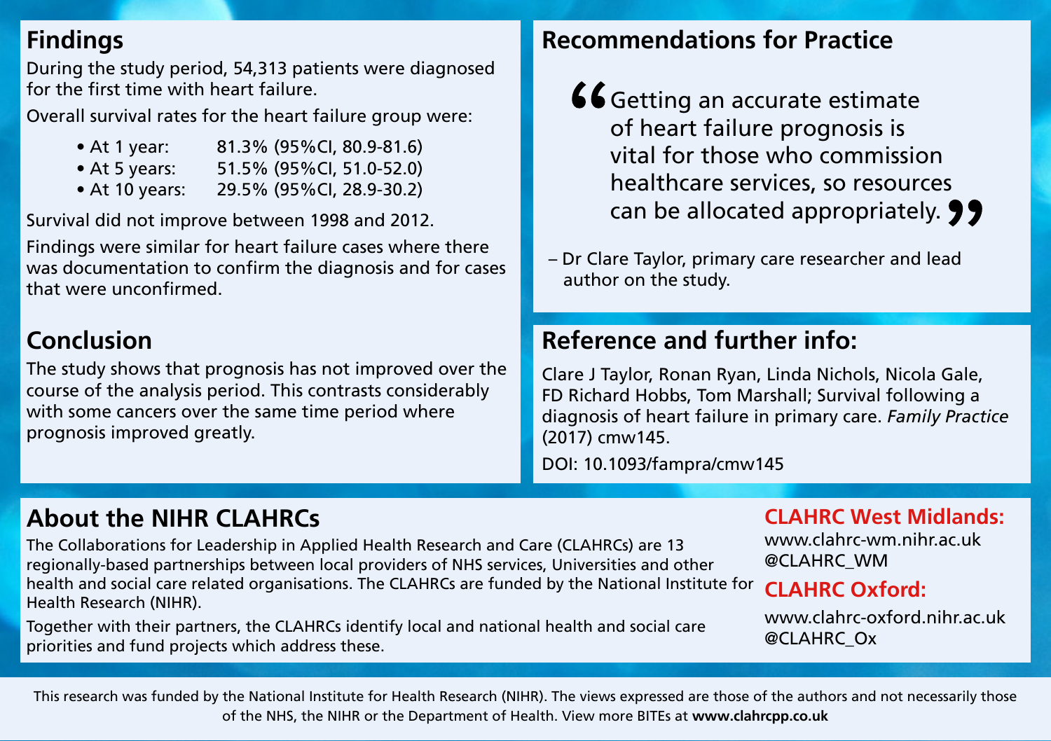## Findings

During the study period, 54,313 patients were diagnosed for the first time with heart failure.

Overall survival rates for the heart failure group were:

- At 1 year: 81.3% (95%CI, 80.9-81.6)
- At 5 years: 51.5% (95%CI, 51.0-52.0)
- At 10 years: 29.5% (95%CI, 28.9-30.2)

Survival did not improve between 1998 and 2012.

Findings were similar for heart failure cases where there was documentation to confirm the diagnosis and for cases that were unconfirmed.

## Conclusion

The study shows that prognosis has not improved over the course of the analysis period. This contrasts considerably with some cancers over the same time period where prognosis improved greatly.

## Recommendations for Practice

> "Getting an accurate estimate of heart failure prognosis is vital for those who commission healthcare services, so resources can be allocated appropriately."

– Dr Clare Taylor, primary care researcher and lead author on the study.

## Reference and further info:

Clare J Taylor, Ronan Ryan, Linda Nichols, Nicola Gale, FD Richard Hobbs, Tom Marshall; Survival following a diagnosis of heart failure in primary care. *Family Practice* (2017) cmw145.

DOI: 10.1093/fampra/cmw145

## About the NIHR CLAHRCs

The Collaborations for Leadership in Applied Health Research and Care (CLAHRCs) are 13 regionally-based partnerships between local providers of NHS services, Universities and other health and social care related organisations. The CLAHRCs are funded by the National Institute for Health Research (NIHR).

Together with their partners, the CLAHRCs identify local and national health and social care priorities and fund projects which address these.

**CLAHRC West Midlands:**

www.clahrc-wm.nihr.ac.uk
@CLAHRC_WM

**CLAHRC Oxford:**

www.clahrc-oxford.nihr.ac.uk
@CLAHRC_Ox

This research was funded by the National Institute for Health Research (NIHR). The views expressed are those of the authors and not necessarily those of the NHS, the NIHR or the Department of Health. View more BITEs at **www.clahrcpp.co.uk**